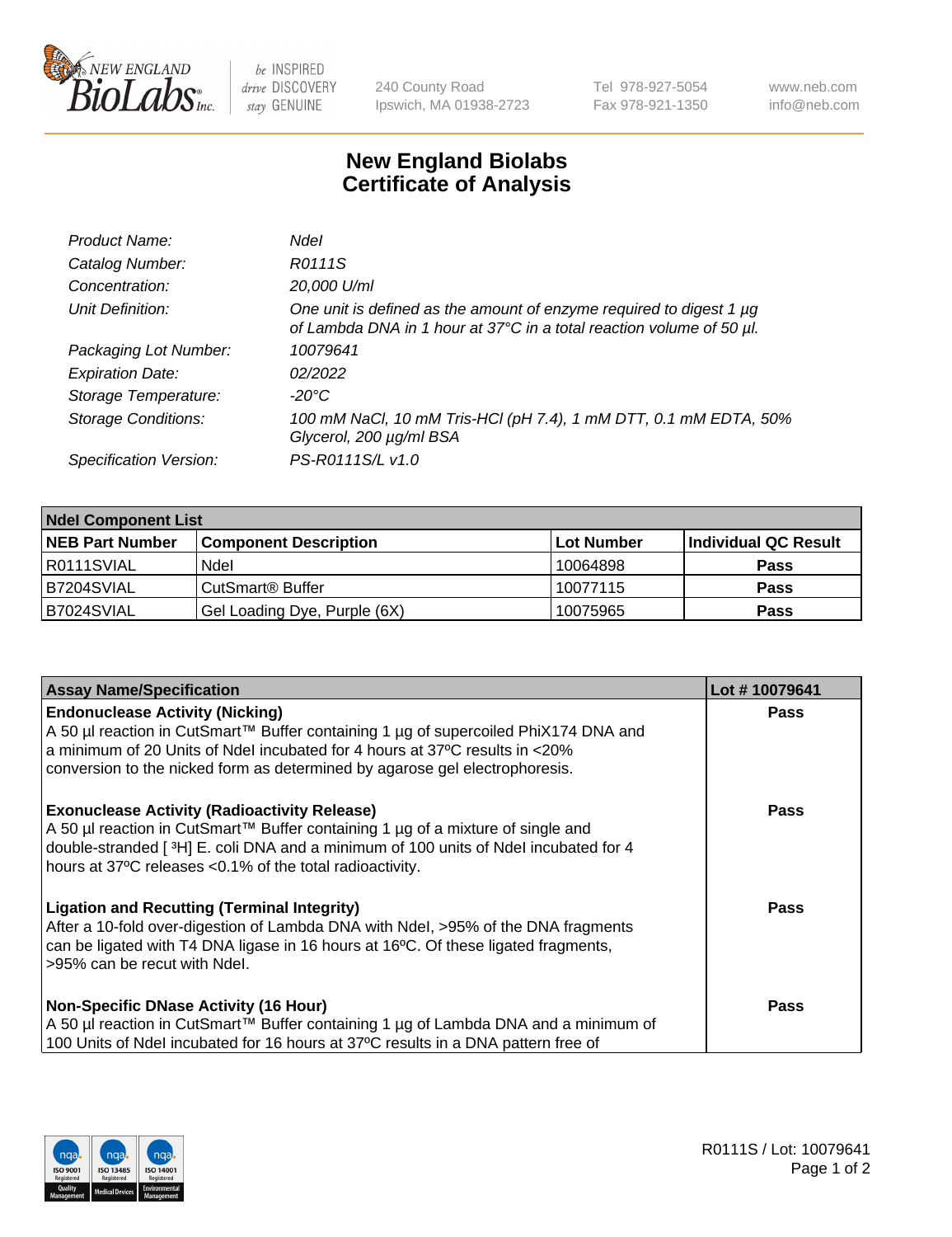# New England Biolabs Certificate of Analysis

| | |
|---|---|
| *Product Name:* | *NdeI* |
| *Catalog Number:* | *R0111S* |
| *Concentration:* | *20,000 U/ml* |
| *Unit Definition:* | *One unit is defined as the amount of enzyme required to digest 1 µg of Lambda DNA in 1 hour at 37°C in a total reaction volume of 50 µl.* |
| *Packaging Lot Number:* | *10079641* |
| *Expiration Date:* | *02/2022* |
| *Storage Temperature:* | *-20°C* |
| *Storage Conditions:* | *100 mM NaCl, 10 mM Tris-HCl (pH 7.4), 1 mM DTT, 0.1 mM EDTA, 50% Glycerol, 200 µg/ml BSA* |
| *Specification Version:* | *PS-R0111S/L v1.0* |

| NdeI Component List | | | |
|---|---|---|---|
| **NEB Part Number** | **Component Description** | **Lot Number** | **Individual QC Result** |
| R0111SVIAL | NdeI | 10064898 | **Pass** |
| B7204SVIAL | CutSmart® Buffer | 10077115 | **Pass** |
| B7024SVIAL | Gel Loading Dye, Purple (6X) | 10075965 | **Pass** |

| Assay Name/Specification | Lot # 10079641 |
|---|---|
| **Endonuclease Activity (Nicking)**<br>A 50 µl reaction in CutSmart™ Buffer containing 1 µg of supercoiled PhiX174 DNA and a minimum of 20 Units of NdeI incubated for 4 hours at 37ºC results in <20% conversion to the nicked form as determined by agarose gel electrophoresis. | **Pass** |
| **Exonuclease Activity (Radioactivity Release)**<br>A 50 µl reaction in CutSmart™ Buffer containing 1 µg of a mixture of single and double-stranded [ $^3$H] E. coli DNA and a minimum of 100 units of NdeI incubated for 4 hours at 37ºC releases <0.1% of the total radioactivity. | **Pass** |
| **Ligation and Recutting (Terminal Integrity)**<br>After a 10-fold over-digestion of Lambda DNA with NdeI, >95% of the DNA fragments can be ligated with T4 DNA ligase in 16 hours at 16ºC. Of these ligated fragments, >95% can be recut with NdeI. | **Pass** |
| **Non-Specific DNase Activity (16 Hour)**<br>A 50 µl reaction in CutSmart™ Buffer containing 1 µg of Lambda DNA and a minimum of 100 Units of NdeI incubated for 16 hours at 37ºC results in a DNA pattern free of | **Pass** |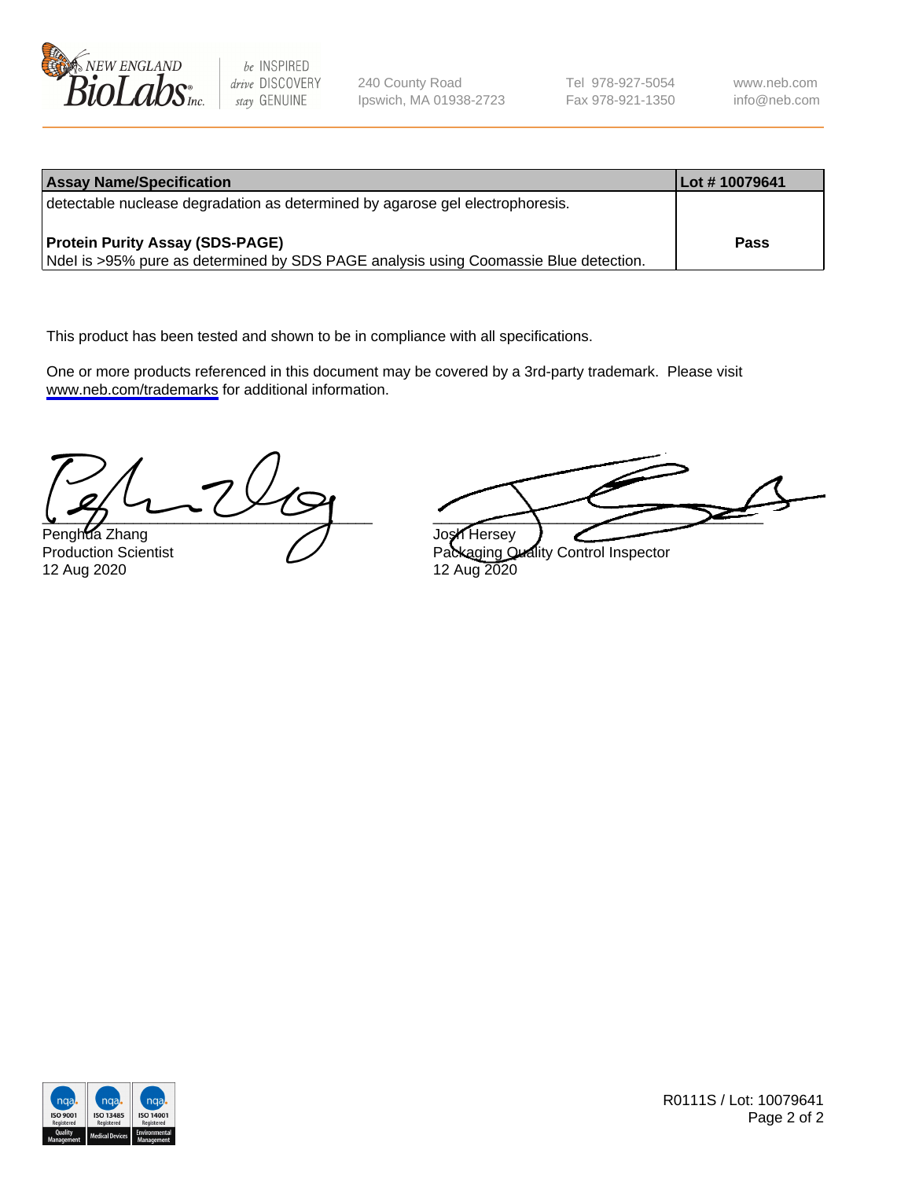| Assay Name/Specification | Lot # 10079641 |
|---|---|
| detectable nuclease degradation as determined by agarose gel electrophoresis. | |
| **Protein Purity Assay (SDS-PAGE)**<br>NdeI is >95% pure as determined by SDS PAGE analysis using Coomassie Blue detection. | **Pass** |

This product has been tested and shown to be in compliance with all specifications.

One or more products referenced in this document may be covered by a 3rd-party trademark. Please visit www.neb.com/trademarks for additional information.

Penghua Zhang
Production Scientist
12 Aug 2020

Josh Hersey
Packaging Quality Control Inspector
12 Aug 2020

R0111S / Lot: 10079641